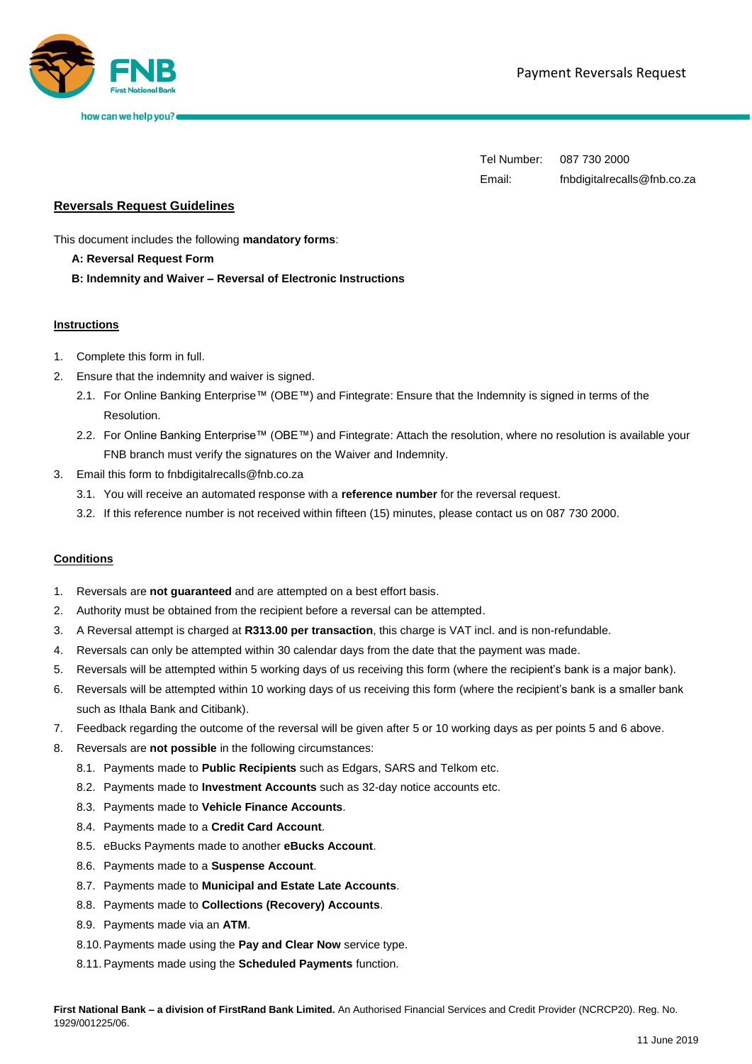Payment Reversals Request

| | |
|---|---|
| Tel Number: | 087 730 2000 |
| Email: | fnbdigitalrecalls@fnb.co.za |

## Reversals Request Guidelines

This document includes the following **mandatory forms**:

**A: Reversal Request Form**

**B: Indemnity and Waiver – Reversal of Electronic Instructions**

### Instructions

1. Complete this form in full.
2. Ensure that the indemnity and waiver is signed.
   - 2.1. For Online Banking Enterprise™ (OBE™) and Fintegrate: Ensure that the Indemnity is signed in terms of the Resolution.
   - 2.2. For Online Banking Enterprise™ (OBE™) and Fintegrate: Attach the resolution, where no resolution is available your FNB branch must verify the signatures on the Waiver and Indemnity.
3. Email this form to fnbdigitalrecalls@fnb.co.za
   - 3.1. You will receive an automated response with a **reference number** for the reversal request.
   - 3.2. If this reference number is not received within fifteen (15) minutes, please contact us on 087 730 2000.

### Conditions

1. Reversals are **not guaranteed** and are attempted on a best effort basis.
2. Authority must be obtained from the recipient before a reversal can be attempted.
3. A Reversal attempt is charged at **R313.00 per transaction**, this charge is VAT incl. and is non-refundable.
4. Reversals can only be attempted within 30 calendar days from the date that the payment was made.
5. Reversals will be attempted within 5 working days of us receiving this form (where the recipient's bank is a major bank).
6. Reversals will be attempted within 10 working days of us receiving this form (where the recipient's bank is a smaller bank such as Ithala Bank and Citibank).
7. Feedback regarding the outcome of the reversal will be given after 5 or 10 working days as per points 5 and 6 above.
8. Reversals are **not possible** in the following circumstances:
   - 8.1. Payments made to **Public Recipients** such as Edgars, SARS and Telkom etc.
   - 8.2. Payments made to **Investment Accounts** such as 32-day notice accounts etc.
   - 8.3. Payments made to **Vehicle Finance Accounts**.
   - 8.4. Payments made to a **Credit Card Account**.
   - 8.5. eBucks Payments made to another **eBucks Account**.
   - 8.6. Payments made to a **Suspense Account**.
   - 8.7. Payments made to **Municipal and Estate Late Accounts**.
   - 8.8. Payments made to **Collections (Recovery) Accounts**.
   - 8.9. Payments made via an **ATM**.
   - 8.10. Payments made using the **Pay and Clear Now** service type.
   - 8.11. Payments made using the **Scheduled Payments** function.

**First National Bank – a division of FirstRand Bank Limited.** An Authorised Financial Services and Credit Provider (NCRCP20). Reg. No. 1929/001225/06.

11 June 2019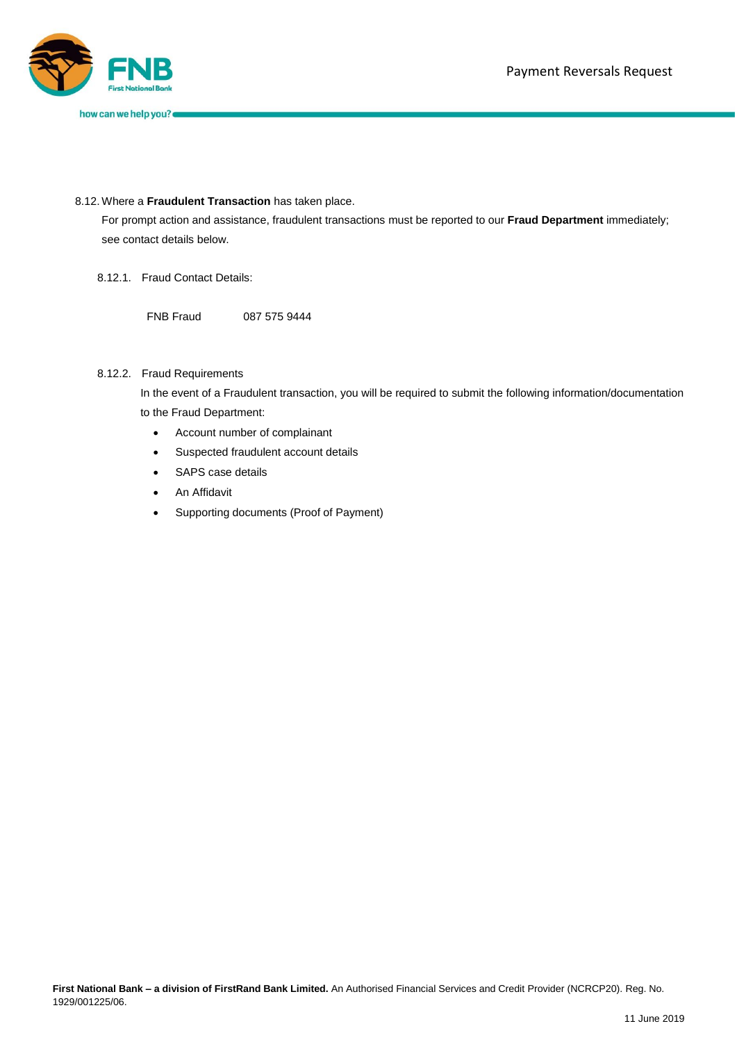8.12. Where a **Fraudulent Transaction** has taken place.

For prompt action and assistance, fraudulent transactions must be reported to our **Fraud Department** immediately; see contact details below.

8.12.1. Fraud Contact Details:

| FNB Fraud | 087 575 9444 |
|---|---|

8.12.2. Fraud Requirements

In the event of a Fraudulent transaction, you will be required to submit the following information/documentation to the Fraud Department:

- Account number of complainant
- Suspected fraudulent account details
- SAPS case details
- An Affidavit
- Supporting documents (Proof of Payment)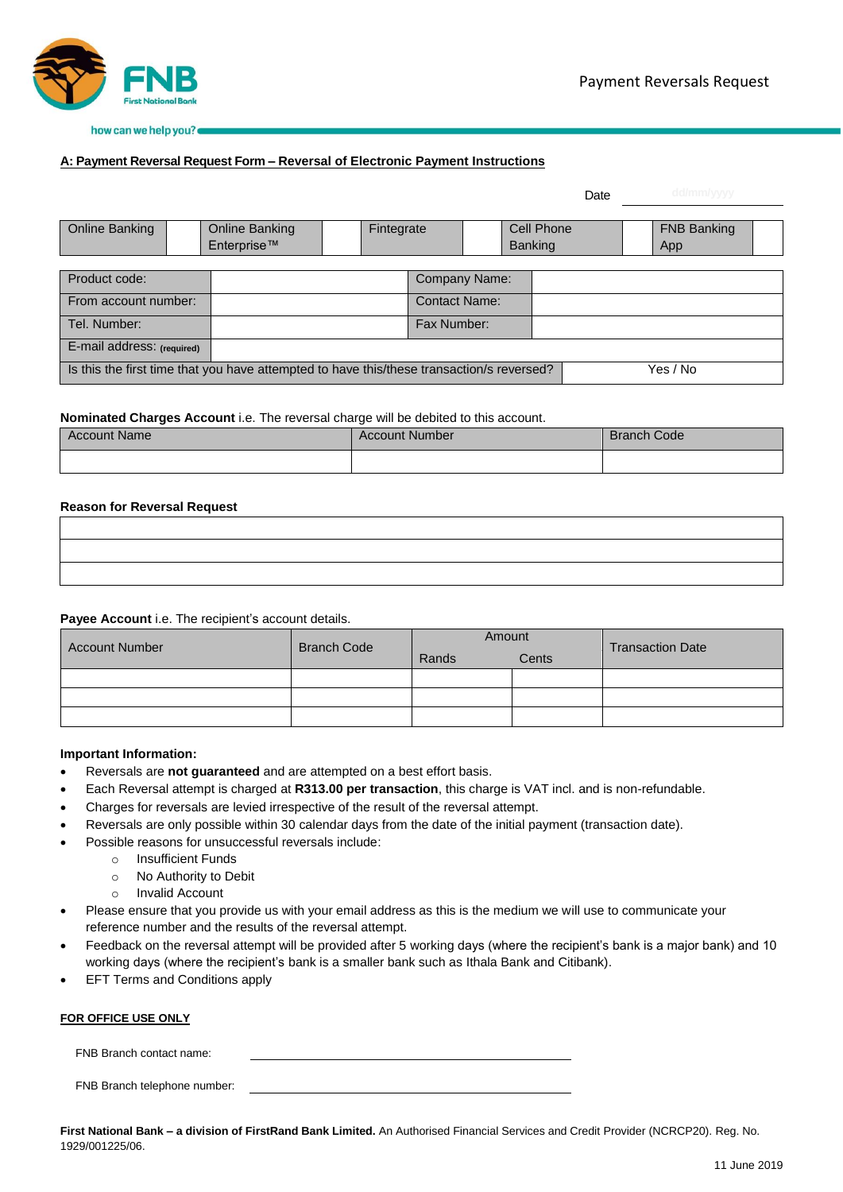Payment Reversals Request

how can we help you?

**A: Payment Reversal Request Form – Reversal of Electronic Payment Instructions**

Date ____________ dd/mm/yyyy

| Online Banking | | Online Banking Enterprise™ | | Fintegrate | | Cell Phone Banking | | FNB Banking App | |
|---|---|---|---|---|---|---|---|---|---|

| Product code: | | Company Name: | |
|---|---|---|---|
| From account number: | | Contact Name: | |
| Tel. Number: | | Fax Number: | |
| E-mail address: (required) | | | |
| Is this the first time that you have attempted to have this/these transaction/s reversed? | | | Yes / No |

**Nominated Charges Account** i.e. The reversal charge will be debited to this account.

| Account Name | Account Number | Branch Code |
|---|---|---|
| | | |

**Reason for Reversal Request**

| |
|---|
| |
| |
| |

**Payee Account** i.e. The recipient's account details.

| Account Number | Branch Code | Amount | | Transaction Date |
|---|---|---|---|---|
| | | Rands | Cents | |
| | | | | |
| | | | | |
| | | | | |

**Important Information:**

- Reversals are **not guaranteed** and are attempted on a best effort basis.
- Each Reversal attempt is charged at **R313.00 per transaction**, this charge is VAT incl. and is non-refundable.
- Charges for reversals are levied irrespective of the result of the reversal attempt.
- Reversals are only possible within 30 calendar days from the date of the initial payment (transaction date).
- Possible reasons for unsuccessful reversals include:
  - Insufficient Funds
  - No Authority to Debit
  - Invalid Account
- Please ensure that you provide us with your email address as this is the medium we will use to communicate your reference number and the results of the reversal attempt.
- Feedback on the reversal attempt will be provided after 5 working days (where the recipient's bank is a major bank) and 10 working days (where the recipient's bank is a smaller bank such as Ithala Bank and Citibank).
- EFT Terms and Conditions apply

**FOR OFFICE USE ONLY**

FNB Branch contact name: ______________________________

FNB Branch telephone number: ______________________________

**First National Bank – a division of FirstRand Bank Limited.** An Authorised Financial Services and Credit Provider (NCRCP20). Reg. No. 1929/001225/06.

11 June 2019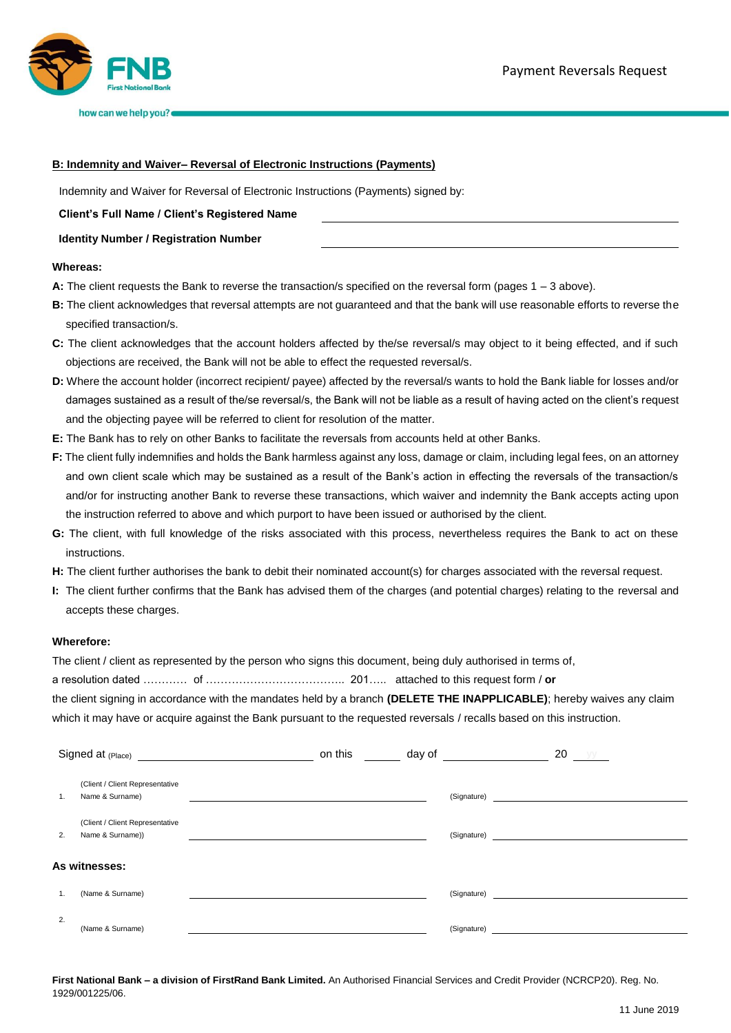Payment Reversals Request

### B: Indemnity and Waiver– Reversal of Electronic Instructions (Payments)

Indemnity and Waiver for Reversal of Electronic Instructions (Payments) signed by:

**Client's Full Name / Client's Registered Name** \_\_\_\_\_\_\_\_\_\_\_\_\_\_\_\_\_\_\_\_\_\_\_\_\_\_\_\_

**Identity Number / Registration Number** \_\_\_\_\_\_\_\_\_\_\_\_\_\_\_\_\_\_\_\_\_\_\_\_\_\_\_\_

**Whereas:**

**A:** The client requests the Bank to reverse the transaction/s specified on the reversal form (pages 1 – 3 above).

**B:** The client acknowledges that reversal attempts are not guaranteed and that the bank will use reasonable efforts to reverse the specified transaction/s.

**C:** The client acknowledges that the account holders affected by the/se reversal/s may object to it being effected, and if such objections are received, the Bank will not be able to effect the requested reversal/s.

**D:** Where the account holder (incorrect recipient/ payee) affected by the reversal/s wants to hold the Bank liable for losses and/or damages sustained as a result of the/se reversal/s, the Bank will not be liable as a result of having acted on the client's request and the objecting payee will be referred to client for resolution of the matter.

**E:** The Bank has to rely on other Banks to facilitate the reversals from accounts held at other Banks.

**F:** The client fully indemnifies and holds the Bank harmless against any loss, damage or claim, including legal fees, on an attorney and own client scale which may be sustained as a result of the Bank's action in effecting the reversals of the transaction/s and/or for instructing another Bank to reverse these transactions, which waiver and indemnity the Bank accepts acting upon the instruction referred to above and which purport to have been issued or authorised by the client.

**G:** The client, with full knowledge of the risks associated with this process, nevertheless requires the Bank to act on these instructions.

**H:** The client further authorises the bank to debit their nominated account(s) for charges associated with the reversal request.

**I:** The client further confirms that the Bank has advised them of the charges (and potential charges) relating to the reversal and accepts these charges.

**Wherefore:**

The client / client as represented by the person who signs this document, being duly authorised in terms of, a resolution dated ………… of ……………………………….. 201….. attached to this request form / **or** the client signing in accordance with the mandates held by a branch **(DELETE THE INAPPLICABLE)**; hereby waives any claim which it may have or acquire against the Bank pursuant to the requested reversals / recalls based on this instruction.

Signed at (Place) \_\_\_\_\_\_\_\_\_\_\_\_\_\_\_\_\_\_\_\_ on this \_\_\_\_\_ day of \_\_\_\_\_\_\_\_\_\_\_\_\_\_ 20 \_\_\_\_

| | | | |
|---|---|---|---|
| 1. | (Client / Client Representative Name & Surname) | | (Signature) |
| 2. | (Client / Client Representative Name & Surname)) | | (Signature) |

**As witnesses:**

| | | | |
|---|---|---|---|
| 1. | (Name & Surname) | | (Signature) |
| 2. | (Name & Surname) | | (Signature) |

**First National Bank – a division of FirstRand Bank Limited.** An Authorised Financial Services and Credit Provider (NCRCP20). Reg. No. 1929/001225/06.

11 June 2019